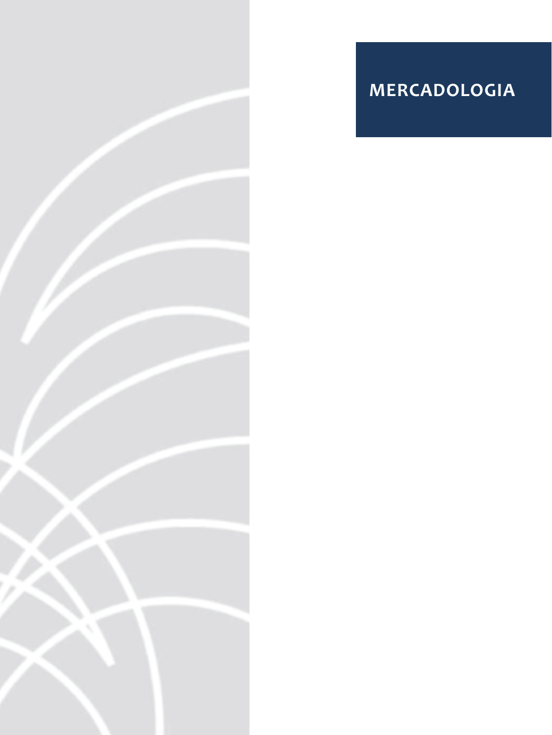# MERCADOLOGIA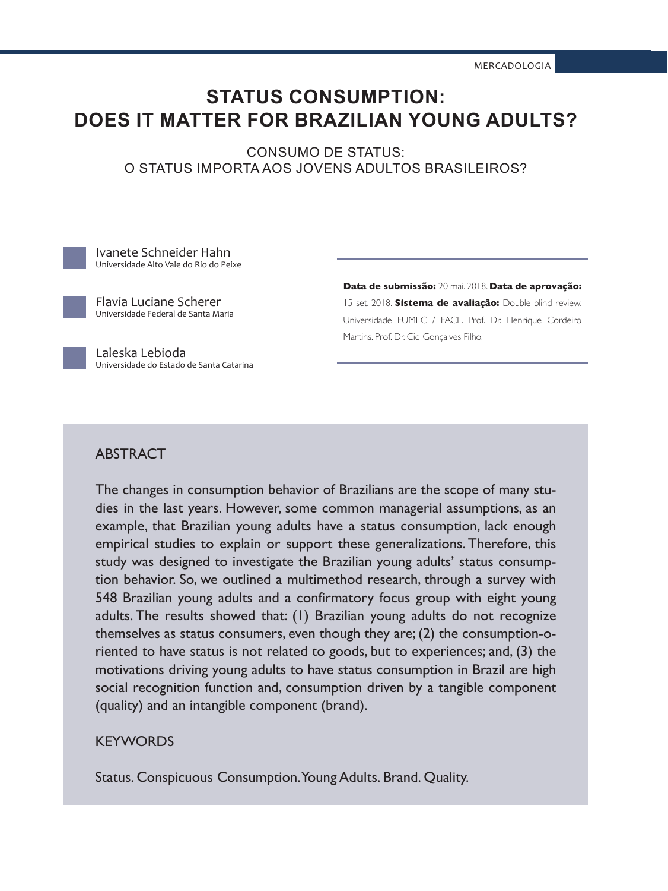# STATUS CONSUMPTION: DOES IT MATTER FOR BRAZILIAN YOUNG ADULTS?

## CONSUMO DE STATUS: O STATUS IMPORTA AOS JOVENS ADULTOS BRASILEIROS?

Ivanete Schneider Hahn
Universidade Alto Vale do Rio do Peixe

Flavia Luciane Scherer
Universidade Federal de Santa Maria

Laleska Lebioda
Universidade do Estado de Santa Catarina

**Data de submissão:** 20 mai. 2018. **Data de aprovação:** 15 set. 2018. **Sistema de avaliação:** Double blind review. Universidade FUMEC / FACE. Prof. Dr. Henrique Cordeiro Martins. Prof. Dr. Cid Gonçalves Filho.

## ABSTRACT

The changes in consumption behavior of Brazilians are the scope of many studies in the last years. However, some common managerial assumptions, as an example, that Brazilian young adults have a status consumption, lack enough empirical studies to explain or support these generalizations. Therefore, this study was designed to investigate the Brazilian young adults' status consumption behavior. So, we outlined a multimethod research, through a survey with 548 Brazilian young adults and a confirmatory focus group with eight young adults. The results showed that: (1) Brazilian young adults do not recognize themselves as status consumers, even though they are; (2) the consumption-oriented to have status is not related to goods, but to experiences; and, (3) the motivations driving young adults to have status consumption in Brazil are high social recognition function and, consumption driven by a tangible component (quality) and an intangible component (brand).

## KEYWORDS

Status. Conspicuous Consumption. Young Adults. Brand. Quality.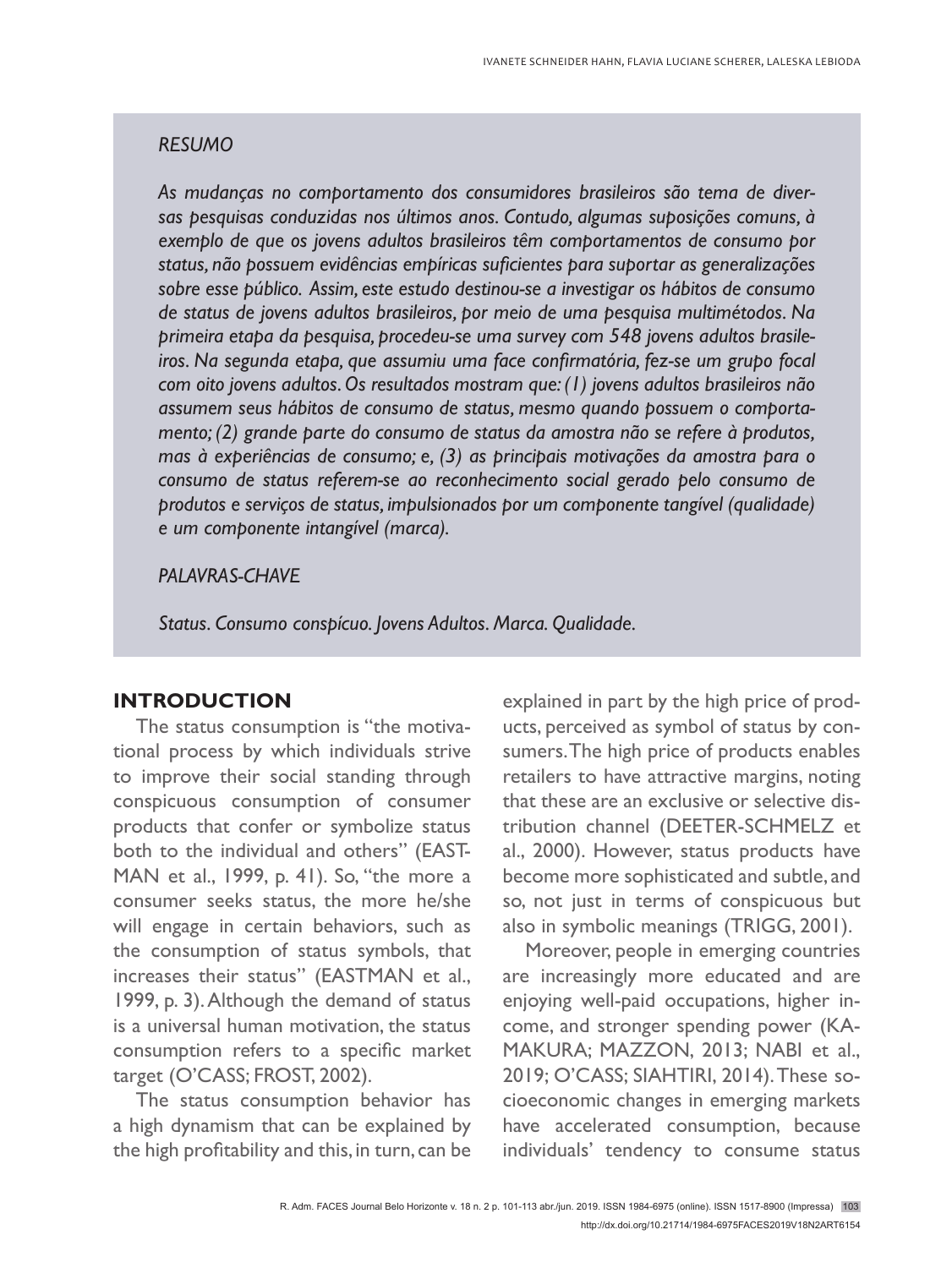*RESUMO*

*As mudanças no comportamento dos consumidores brasileiros são tema de diversas pesquisas conduzidas nos últimos anos. Contudo, algumas suposições comuns, à exemplo de que os jovens adultos brasileiros têm comportamentos de consumo por status, não possuem evidências empíricas suficientes para suportar as generalizações sobre esse público. Assim, este estudo destinou-se a investigar os hábitos de consumo de status de jovens adultos brasileiros, por meio de uma pesquisa multimétodos. Na primeira etapa da pesquisa, procedeu-se uma survey com 548 jovens adultos brasileiros. Na segunda etapa, que assumiu uma face confirmatória, fez-se um grupo focal com oito jovens adultos. Os resultados mostram que: (1) jovens adultos brasileiros não assumem seus hábitos de consumo de status, mesmo quando possuem o comportamento; (2) grande parte do consumo de status da amostra não se refere à produtos, mas à experiências de consumo; e, (3) as principais motivações da amostra para o consumo de status referem-se ao reconhecimento social gerado pelo consumo de produtos e serviços de status, impulsionados por um componente tangível (qualidade) e um componente intangível (marca).*

*PALAVRAS-CHAVE*

*Status. Consumo conspícuo. Jovens Adultos. Marca. Qualidade.*

## INTRODUCTION

The status consumption is "the motivational process by which individuals strive to improve their social standing through conspicuous consumption of consumer products that confer or symbolize status both to the individual and others" (EASTMAN et al., 1999, p. 41). So, "the more a consumer seeks status, the more he/she will engage in certain behaviors, such as the consumption of status symbols, that increases their status" (EASTMAN et al., 1999, p. 3). Although the demand of status is a universal human motivation, the status consumption refers to a specific market target (O'CASS; FROST, 2002).

The status consumption behavior has a high dynamism that can be explained by the high profitability and this, in turn, can be explained in part by the high price of products, perceived as symbol of status by consumers. The high price of products enables retailers to have attractive margins, noting that these are an exclusive or selective distribution channel (DEETER-SCHMELZ et al., 2000). However, status products have become more sophisticated and subtle, and so, not just in terms of conspicuous but also in symbolic meanings (TRIGG, 2001).

Moreover, people in emerging countries are increasingly more educated and are enjoying well-paid occupations, higher income, and stronger spending power (KAMAKURA; MAZZON, 2013; NABI et al., 2019; O'CASS; SIAHTIRI, 2014). These socioeconomic changes in emerging markets have accelerated consumption, because individuals' tendency to consume status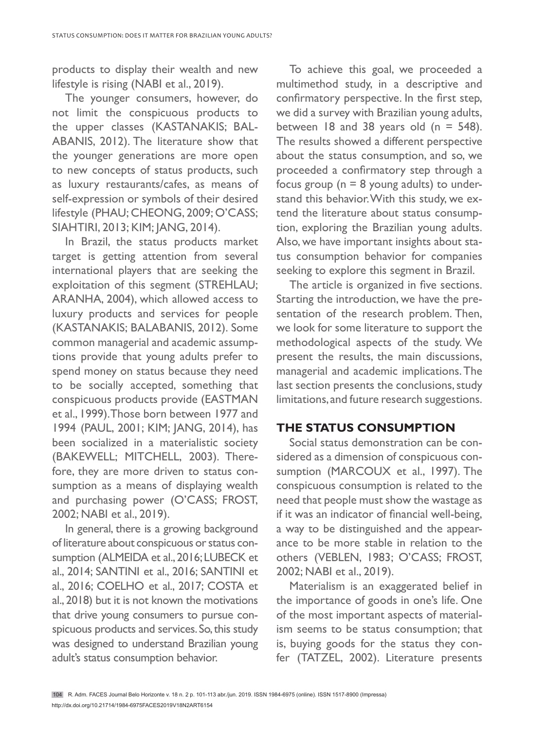products to display their wealth and new lifestyle is rising (NABI et al., 2019).

The younger consumers, however, do not limit the conspicuous products to the upper classes (KASTANAKIS; BALABANIS, 2012). The literature show that the younger generations are more open to new concepts of status products, such as luxury restaurants/cafes, as means of self-expression or symbols of their desired lifestyle (PHAU; CHEONG, 2009; O'CASS; SIAHTIRI, 2013; KIM; JANG, 2014).

In Brazil, the status products market target is getting attention from several international players that are seeking the exploitation of this segment (STREHLAU; ARANHA, 2004), which allowed access to luxury products and services for people (KASTANAKIS; BALABANIS, 2012). Some common managerial and academic assumptions provide that young adults prefer to spend money on status because they need to be socially accepted, something that conspicuous products provide (EASTMAN et al., 1999). Those born between 1977 and 1994 (PAUL, 2001; KIM; JANG, 2014), has been socialized in a materialistic society (BAKEWELL; MITCHELL, 2003). Therefore, they are more driven to status consumption as a means of displaying wealth and purchasing power (O'CASS; FROST, 2002; NABI et al., 2019).

In general, there is a growing background of literature about conspicuous or status consumption (ALMEIDA et al., 2016; LUBECK et al., 2014; SANTINI et al., 2016; SANTINI et al., 2016; COELHO et al., 2017; COSTA et al., 2018) but it is not known the motivations that drive young consumers to pursue conspicuous products and services. So, this study was designed to understand Brazilian young adult's status consumption behavior.

To achieve this goal, we proceeded a multimethod study, in a descriptive and confirmatory perspective. In the first step, we did a survey with Brazilian young adults, between 18 and 38 years old (n = 548). The results showed a different perspective about the status consumption, and so, we proceeded a confirmatory step through a focus group (n = 8 young adults) to understand this behavior. With this study, we extend the literature about status consumption, exploring the Brazilian young adults. Also, we have important insights about status consumption behavior for companies seeking to explore this segment in Brazil.

The article is organized in five sections. Starting the introduction, we have the presentation of the research problem. Then, we look for some literature to support the methodological aspects of the study. We present the results, the main discussions, managerial and academic implications. The last section presents the conclusions, study limitations, and future research suggestions.

## THE STATUS CONSUMPTION

Social status demonstration can be considered as a dimension of conspicuous consumption (MARCOUX et al., 1997). The conspicuous consumption is related to the need that people must show the wastage as if it was an indicator of financial well-being, a way to be distinguished and the appearance to be more stable in relation to the others (VEBLEN, 1983; O'CASS; FROST, 2002; NABI et al., 2019).

Materialism is an exaggerated belief in the importance of goods in one's life. One of the most important aspects of materialism seems to be status consumption; that is, buying goods for the status they confer (TATZEL, 2002). Literature presents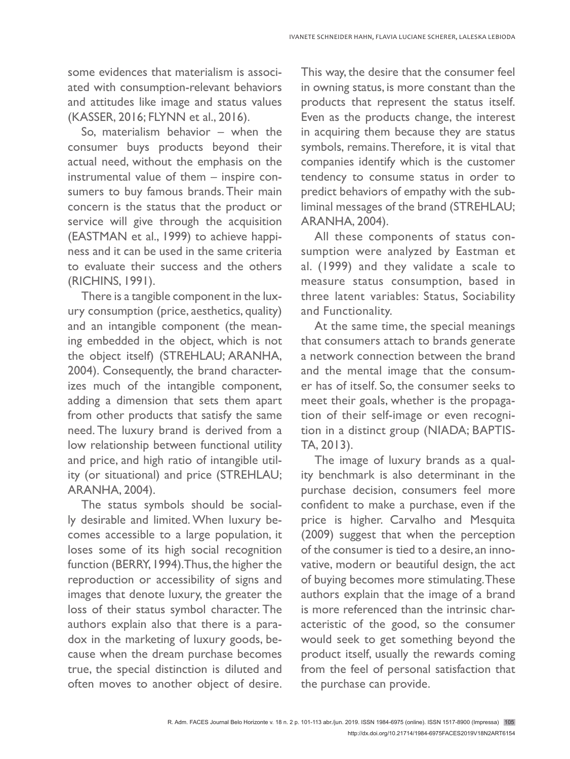some evidences that materialism is associated with consumption-relevant behaviors and attitudes like image and status values (KASSER, 2016; FLYNN et al., 2016).

So, materialism behavior – when the consumer buys products beyond their actual need, without the emphasis on the instrumental value of them – inspire consumers to buy famous brands. Their main concern is the status that the product or service will give through the acquisition (EASTMAN et al., 1999) to achieve happiness and it can be used in the same criteria to evaluate their success and the others (RICHINS, 1991).

There is a tangible component in the luxury consumption (price, aesthetics, quality) and an intangible component (the meaning embedded in the object, which is not the object itself) (STREHLAU; ARANHA, 2004). Consequently, the brand characterizes much of the intangible component, adding a dimension that sets them apart from other products that satisfy the same need. The luxury brand is derived from a low relationship between functional utility and price, and high ratio of intangible utility (or situational) and price (STREHLAU; ARANHA, 2004).

The status symbols should be socially desirable and limited. When luxury becomes accessible to a large population, it loses some of its high social recognition function (BERRY, 1994). Thus, the higher the reproduction or accessibility of signs and images that denote luxury, the greater the loss of their status symbol character. The authors explain also that there is a paradox in the marketing of luxury goods, because when the dream purchase becomes true, the special distinction is diluted and often moves to another object of desire. This way, the desire that the consumer feel in owning status, is more constant than the products that represent the status itself. Even as the products change, the interest in acquiring them because they are status symbols, remains. Therefore, it is vital that companies identify which is the customer tendency to consume status in order to predict behaviors of empathy with the subliminal messages of the brand (STREHLAU; ARANHA, 2004).

All these components of status consumption were analyzed by Eastman et al. (1999) and they validate a scale to measure status consumption, based in three latent variables: Status, Sociability and Functionality.

At the same time, the special meanings that consumers attach to brands generate a network connection between the brand and the mental image that the consumer has of itself. So, the consumer seeks to meet their goals, whether is the propagation of their self-image or even recognition in a distinct group (NIADA; BAPTISTA, 2013).

The image of luxury brands as a quality benchmark is also determinant in the purchase decision, consumers feel more confident to make a purchase, even if the price is higher. Carvalho and Mesquita (2009) suggest that when the perception of the consumer is tied to a desire, an innovative, modern or beautiful design, the act of buying becomes more stimulating. These authors explain that the image of a brand is more referenced than the intrinsic characteristic of the good, so the consumer would seek to get something beyond the product itself, usually the rewards coming from the feel of personal satisfaction that the purchase can provide.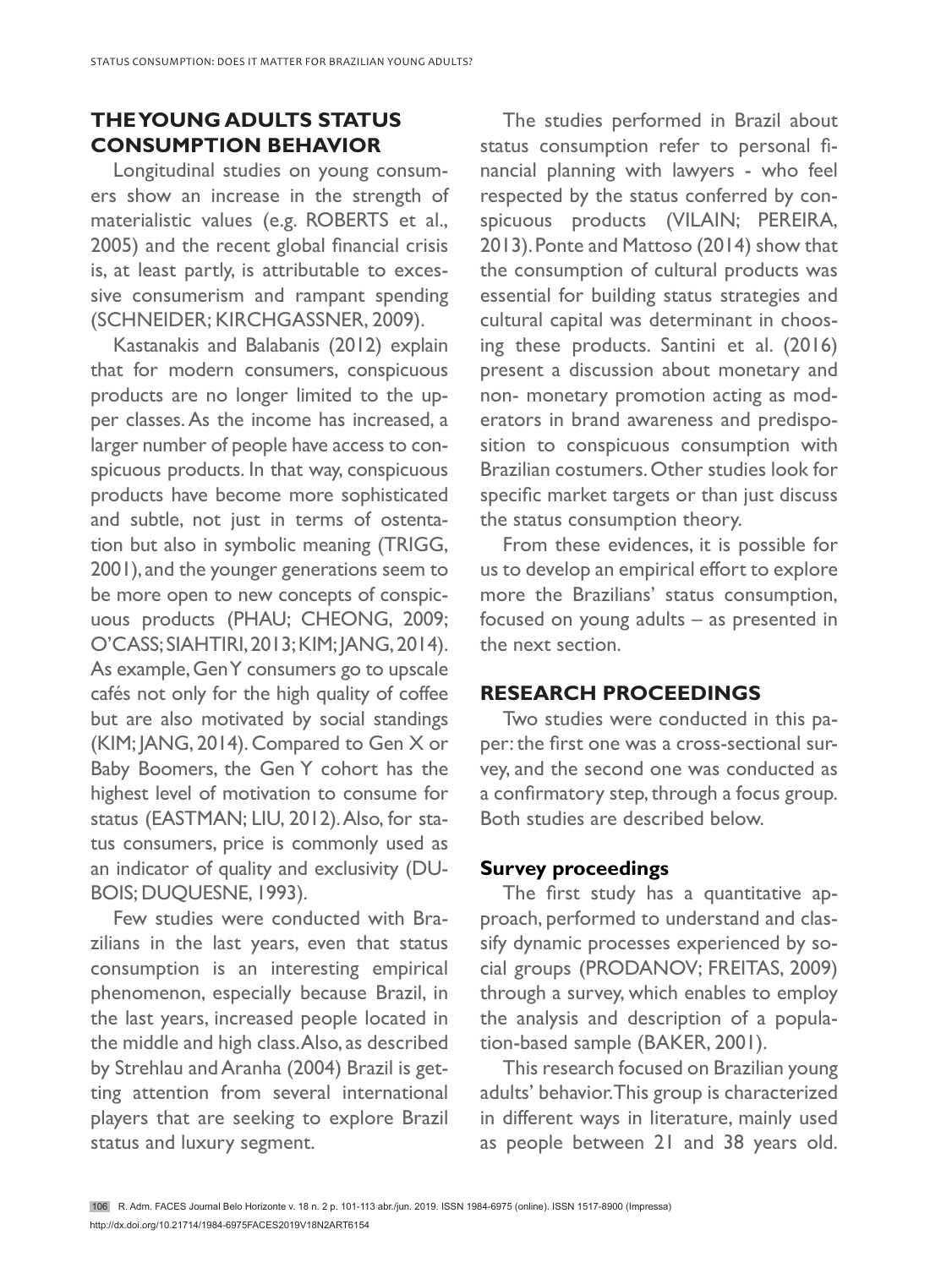## THE YOUNG ADULTS STATUS CONSUMPTION BEHAVIOR

Longitudinal studies on young consumers show an increase in the strength of materialistic values (e.g. ROBERTS et al., 2005) and the recent global financial crisis is, at least partly, is attributable to excessive consumerism and rampant spending (SCHNEIDER; KIRCHGASSNER, 2009).

Kastanakis and Balabanis (2012) explain that for modern consumers, conspicuous products are no longer limited to the upper classes. As the income has increased, a larger number of people have access to conspicuous products. In that way, conspicuous products have become more sophisticated and subtle, not just in terms of ostentation but also in symbolic meaning (TRIGG, 2001), and the younger generations seem to be more open to new concepts of conspicuous products (PHAU; CHEONG, 2009; O'CASS; SIAHTIRI, 2013; KIM; JANG, 2014). As example, Gen Y consumers go to upscale cafés not only for the high quality of coffee but are also motivated by social standings (KIM; JANG, 2014). Compared to Gen X or Baby Boomers, the Gen Y cohort has the highest level of motivation to consume for status (EASTMAN; LIU, 2012). Also, for status consumers, price is commonly used as an indicator of quality and exclusivity (DUBOIS; DUQUESNE, 1993).

Few studies were conducted with Brazilians in the last years, even that status consumption is an interesting empirical phenomenon, especially because Brazil, in the last years, increased people located in the middle and high class. Also, as described by Strehlau and Aranha (2004) Brazil is getting attention from several international players that are seeking to explore Brazil status and luxury segment.

The studies performed in Brazil about status consumption refer to personal financial planning with lawyers - who feel respected by the status conferred by conspicuous products (VILAIN; PEREIRA, 2013). Ponte and Mattoso (2014) show that the consumption of cultural products was essential for building status strategies and cultural capital was determinant in choosing these products. Santini et al. (2016) present a discussion about monetary and non- monetary promotion acting as moderators in brand awareness and predisposition to conspicuous consumption with Brazilian costumers. Other studies look for specific market targets or than just discuss the status consumption theory.

From these evidences, it is possible for us to develop an empirical effort to explore more the Brazilians' status consumption, focused on young adults – as presented in the next section.

## RESEARCH PROCEEDINGS

Two studies were conducted in this paper: the first one was a cross-sectional survey, and the second one was conducted as a confirmatory step, through a focus group. Both studies are described below.

### Survey proceedings

The first study has a quantitative approach, performed to understand and classify dynamic processes experienced by social groups (PRODANOV; FREITAS, 2009) through a survey, which enables to employ the analysis and description of a population-based sample (BAKER, 2001).

This research focused on Brazilian young adults' behavior. This group is characterized in different ways in literature, mainly used as people between 21 and 38 years old.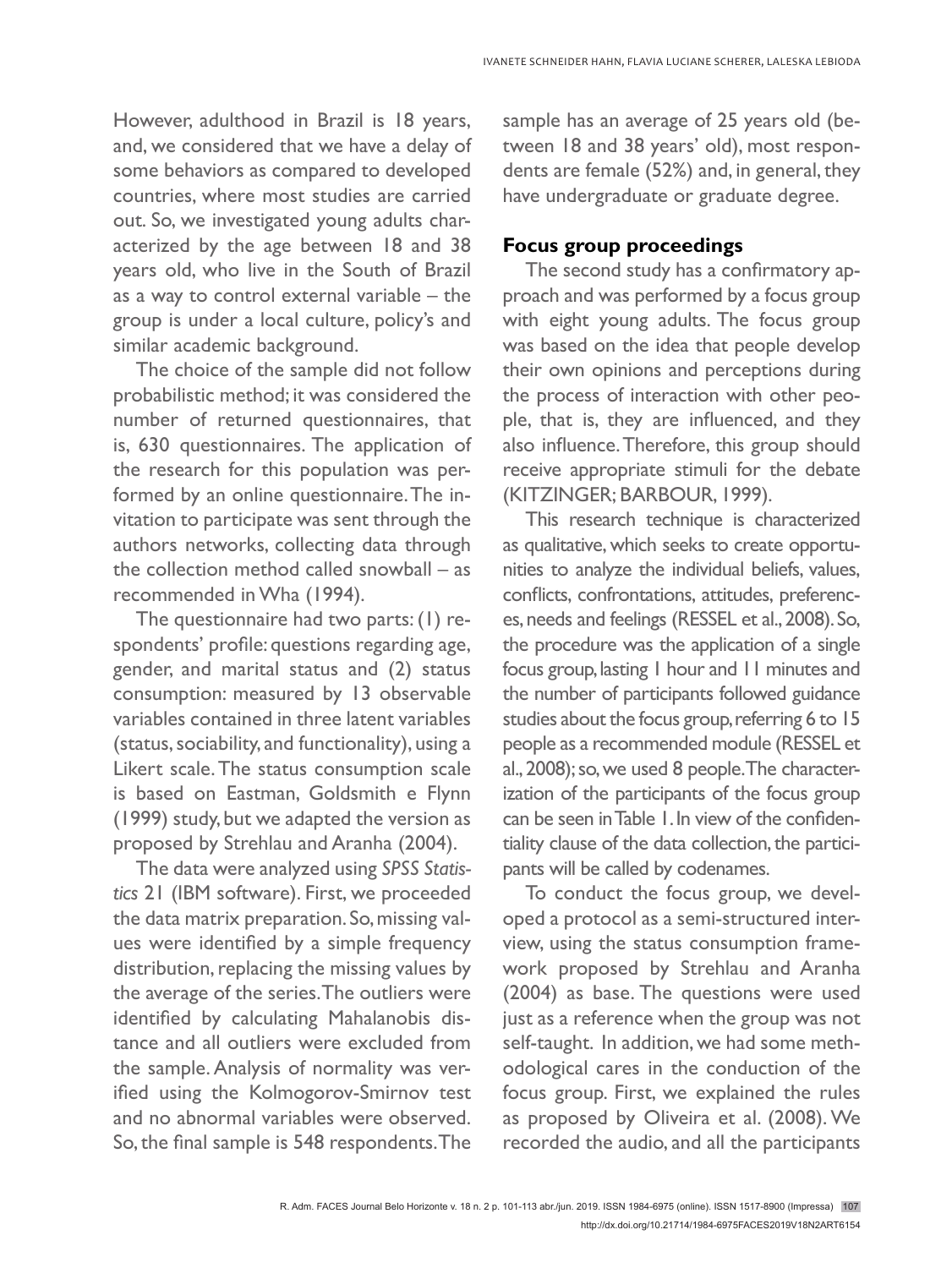However, adulthood in Brazil is 18 years, and, we considered that we have a delay of some behaviors as compared to developed countries, where most studies are carried out. So, we investigated young adults characterized by the age between 18 and 38 years old, who live in the South of Brazil as a way to control external variable – the group is under a local culture, policy's and similar academic background.

The choice of the sample did not follow probabilistic method; it was considered the number of returned questionnaires, that is, 630 questionnaires. The application of the research for this population was performed by an online questionnaire. The invitation to participate was sent through the authors networks, collecting data through the collection method called snowball – as recommended in Wha (1994).

The questionnaire had two parts: (1) respondents' profile: questions regarding age, gender, and marital status and (2) status consumption: measured by 13 observable variables contained in three latent variables (status, sociability, and functionality), using a Likert scale. The status consumption scale is based on Eastman, Goldsmith e Flynn (1999) study, but we adapted the version as proposed by Strehlau and Aranha (2004).

The data were analyzed using *SPSS Statistics* 21 (IBM software). First, we proceeded the data matrix preparation. So, missing values were identified by a simple frequency distribution, replacing the missing values by the average of the series. The outliers were identified by calculating Mahalanobis distance and all outliers were excluded from the sample. Analysis of normality was verified using the Kolmogorov-Smirnov test and no abnormal variables were observed. So, the final sample is 548 respondents. The sample has an average of 25 years old (between 18 and 38 years' old), most respondents are female (52%) and, in general, they have undergraduate or graduate degree.

## Focus group proceedings

The second study has a confirmatory approach and was performed by a focus group with eight young adults. The focus group was based on the idea that people develop their own opinions and perceptions during the process of interaction with other people, that is, they are influenced, and they also influence. Therefore, this group should receive appropriate stimuli for the debate (KITZINGER; BARBOUR, 1999).

This research technique is characterized as qualitative, which seeks to create opportunities to analyze the individual beliefs, values, conflicts, confrontations, attitudes, preferences, needs and feelings (RESSEL et al., 2008). So, the procedure was the application of a single focus group, lasting 1 hour and 11 minutes and the number of participants followed guidance studies about the focus group, referring 6 to 15 people as a recommended module (RESSEL et al., 2008); so, we used 8 people. The characterization of the participants of the focus group can be seen in Table 1. In view of the confidentiality clause of the data collection, the participants will be called by codenames.

To conduct the focus group, we developed a protocol as a semi-structured interview, using the status consumption framework proposed by Strehlau and Aranha (2004) as base. The questions were used just as a reference when the group was not self-taught. In addition, we had some methodological cares in the conduction of the focus group. First, we explained the rules as proposed by Oliveira et al. (2008). We recorded the audio, and all the participants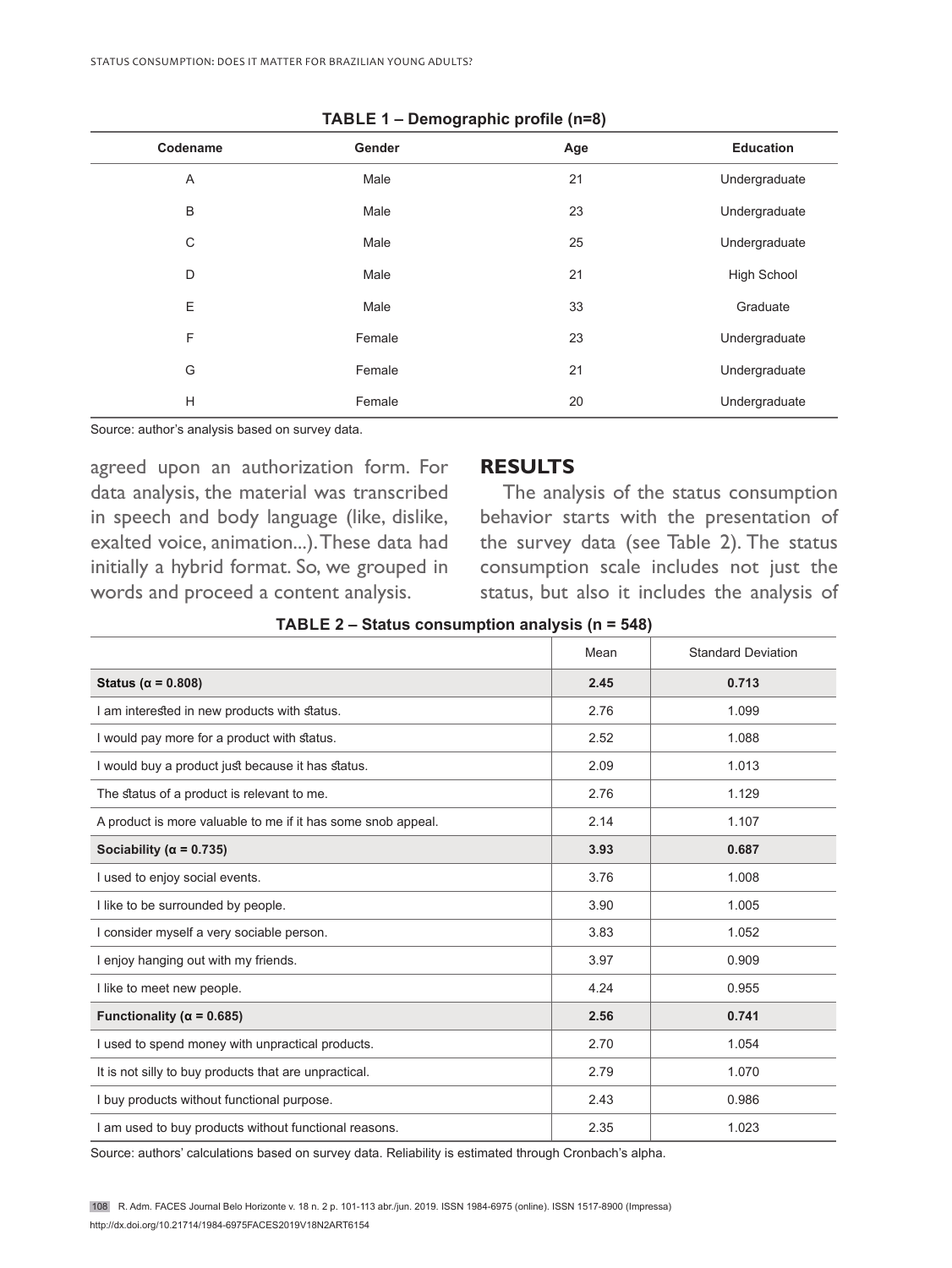**TABLE 1 – Demographic profile (n=8)**

| Codename | Gender | Age | Education |
|---|---|---|---|
| A | Male | 21 | Undergraduate |
| B | Male | 23 | Undergraduate |
| C | Male | 25 | Undergraduate |
| D | Male | 21 | High School |
| E | Male | 33 | Graduate |
| F | Female | 23 | Undergraduate |
| G | Female | 21 | Undergraduate |
| H | Female | 20 | Undergraduate |

Source: author's analysis based on survey data.

agreed upon an authorization form. For data analysis, the material was transcribed in speech and body language (like, dislike, exalted voice, animation...). These data had initially a hybrid format. So, we grouped in words and proceed a content analysis.

## RESULTS

The analysis of the status consumption behavior starts with the presentation of the survey data (see Table 2). The status consumption scale includes not just the status, but also it includes the analysis of

**TABLE 2 – Status consumption analysis (n = 548)**

| | Mean | Standard Deviation |
|---|---|---|
| **Status (α = 0.808)** | **2.45** | **0.713** |
| I am interested in new products with status. | 2.76 | 1.099 |
| I would pay more for a product with status. | 2.52 | 1.088 |
| I would buy a product just because it has status. | 2.09 | 1.013 |
| The status of a product is relevant to me. | 2.76 | 1.129 |
| A product is more valuable to me if it has some snob appeal. | 2.14 | 1.107 |
| **Sociability (α = 0.735)** | **3.93** | **0.687** |
| I used to enjoy social events. | 3.76 | 1.008 |
| I like to be surrounded by people. | 3.90 | 1.005 |
| I consider myself a very sociable person. | 3.83 | 1.052 |
| I enjoy hanging out with my friends. | 3.97 | 0.909 |
| I like to meet new people. | 4.24 | 0.955 |
| **Functionality (α = 0.685)** | **2.56** | **0.741** |
| I used to spend money with unpractical products. | 2.70 | 1.054 |
| It is not silly to buy products that are unpractical. | 2.79 | 1.070 |
| I buy products without functional purpose. | 2.43 | 0.986 |
| I am used to buy products without functional reasons. | 2.35 | 1.023 |

Source: authors' calculations based on survey data. Reliability is estimated through Cronbach's alpha.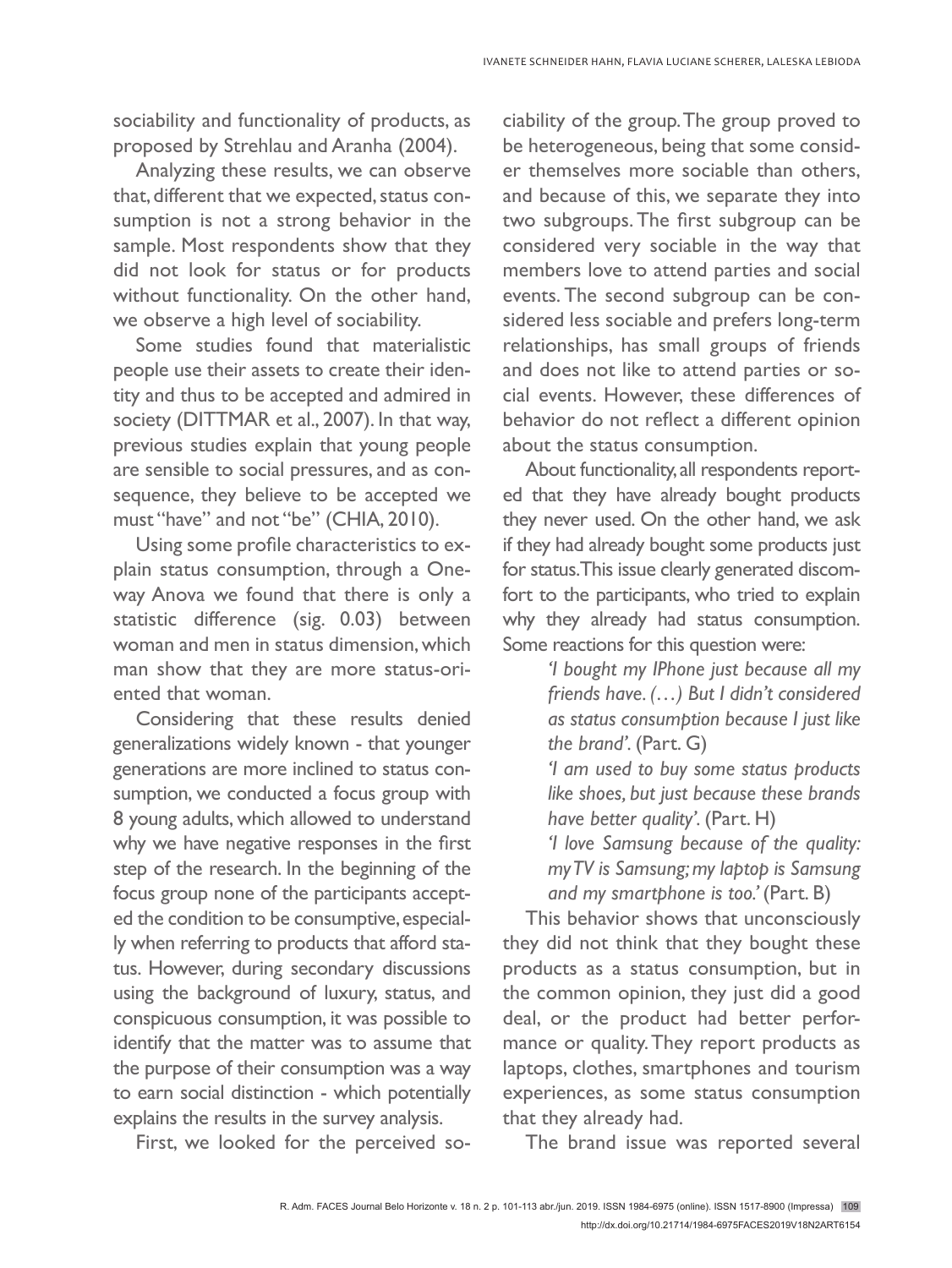sociability and functionality of products, as proposed by Strehlau and Aranha (2004).

Analyzing these results, we can observe that, different that we expected, status consumption is not a strong behavior in the sample. Most respondents show that they did not look for status or for products without functionality. On the other hand, we observe a high level of sociability.

Some studies found that materialistic people use their assets to create their identity and thus to be accepted and admired in society (DITTMAR et al., 2007). In that way, previous studies explain that young people are sensible to social pressures, and as consequence, they believe to be accepted we must "have" and not "be" (CHIA, 2010).

Using some profile characteristics to explain status consumption, through a One-way Anova we found that there is only a statistic difference (sig. 0.03) between woman and men in status dimension, which man show that they are more status-oriented that woman.

Considering that these results denied generalizations widely known - that younger generations are more inclined to status consumption, we conducted a focus group with 8 young adults, which allowed to understand why we have negative responses in the first step of the research. In the beginning of the focus group none of the participants accepted the condition to be consumptive, especially when referring to products that afford status. However, during secondary discussions using the background of luxury, status, and conspicuous consumption, it was possible to identify that the matter was to assume that the purpose of their consumption was a way to earn social distinction - which potentially explains the results in the survey analysis.

First, we looked for the perceived sociability of the group. The group proved to be heterogeneous, being that some consider themselves more sociable than others, and because of this, we separate they into two subgroups. The first subgroup can be considered very sociable in the way that members love to attend parties and social events. The second subgroup can be considered less sociable and prefers long-term relationships, has small groups of friends and does not like to attend parties or social events. However, these differences of behavior do not reflect a different opinion about the status consumption.

About functionality, all respondents reported that they have already bought products they never used. On the other hand, we ask if they had already bought some products just for status. This issue clearly generated discomfort to the participants, who tried to explain why they already had status consumption. Some reactions for this question were:

> *'I bought my IPhone just because all my friends have. (…) But I didn't considered as status consumption because I just like the brand'.* (Part. G)
>
> *'I am used to buy some status products like shoes, but just because these brands have better quality'.* (Part. H)
>
> *'I love Samsung because of the quality: my TV is Samsung; my laptop is Samsung and my smartphone is too.'* (Part. B)

This behavior shows that unconsciously they did not think that they bought these products as a status consumption, but in the common opinion, they just did a good deal, or the product had better performance or quality. They report products as laptops, clothes, smartphones and tourism experiences, as some status consumption that they already had.

The brand issue was reported several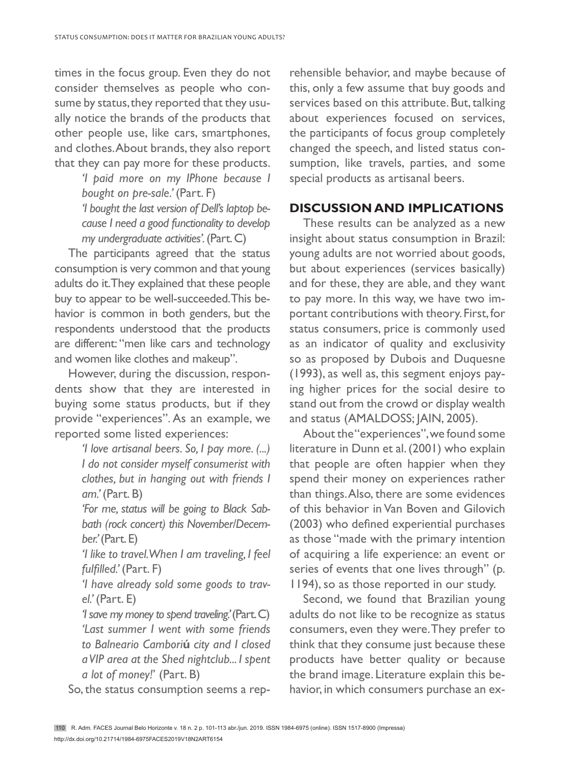times in the focus group. Even they do not consider themselves as people who consume by status, they reported that they usually notice the brands of the products that other people use, like cars, smartphones, and clothes. About brands, they also report that they can pay more for these products.

> *'I paid more on my IPhone because I bought on pre-sale.'* (Part. F)
>
> *'I bought the last version of Dell's laptop because I need a good functionality to develop my undergraduate activities'.* (Part. C)

The participants agreed that the status consumption is very common and that young adults do it. They explained that these people buy to appear to be well-succeeded. This behavior is common in both genders, but the respondents understood that the products are different: "men like cars and technology and women like clothes and makeup".

However, during the discussion, respondents show that they are interested in buying some status products, but if they provide "experiences". As an example, we reported some listed experiences:

> *'I love artisanal beers. So, I pay more. (...) I do not consider myself consumerist with clothes, but in hanging out with friends I am.'* (Part. B)
>
> *'For me, status will be going to Black Sabbath (rock concert) this November/December.'* (Part. E)
>
> *'I like to travel. When I am traveling, I feel fulfilled.'* (Part. F)
>
> *'I have already sold some goods to travel.'* (Part. E)
>
> *'I save my money to spend traveling.'* (Part. C)
>
> *'Last summer I went with some friends to Balneario Camboriú city and I closed a VIP area at the Shed nightclub... I spent a lot of money!'* (Part. B)

So, the status consumption seems a reprehensible behavior, and maybe because of this, only a few assume that buy goods and services based on this attribute. But, talking about experiences focused on services, the participants of focus group completely changed the speech, and listed status consumption, like travels, parties, and some special products as artisanal beers.

## DISCUSSION AND IMPLICATIONS

These results can be analyzed as a new insight about status consumption in Brazil: young adults are not worried about goods, but about experiences (services basically) and for these, they are able, and they want to pay more. In this way, we have two important contributions with theory. First, for status consumers, price is commonly used as an indicator of quality and exclusivity so as proposed by Dubois and Duquesne (1993), as well as, this segment enjoys paying higher prices for the social desire to stand out from the crowd or display wealth and status (AMALDOSS; JAIN, 2005).

About the "experiences", we found some literature in Dunn et al. (2001) who explain that people are often happier when they spend their money on experiences rather than things. Also, there are some evidences of this behavior in Van Boven and Gilovich (2003) who defined experiential purchases as those "made with the primary intention of acquiring a life experience: an event or series of events that one lives through" (p. 1194), so as those reported in our study.

Second, we found that Brazilian young adults do not like to be recognize as status consumers, even they were. They prefer to think that they consume just because these products have better quality or because the brand image. Literature explain this behavior, in which consumers purchase an ex-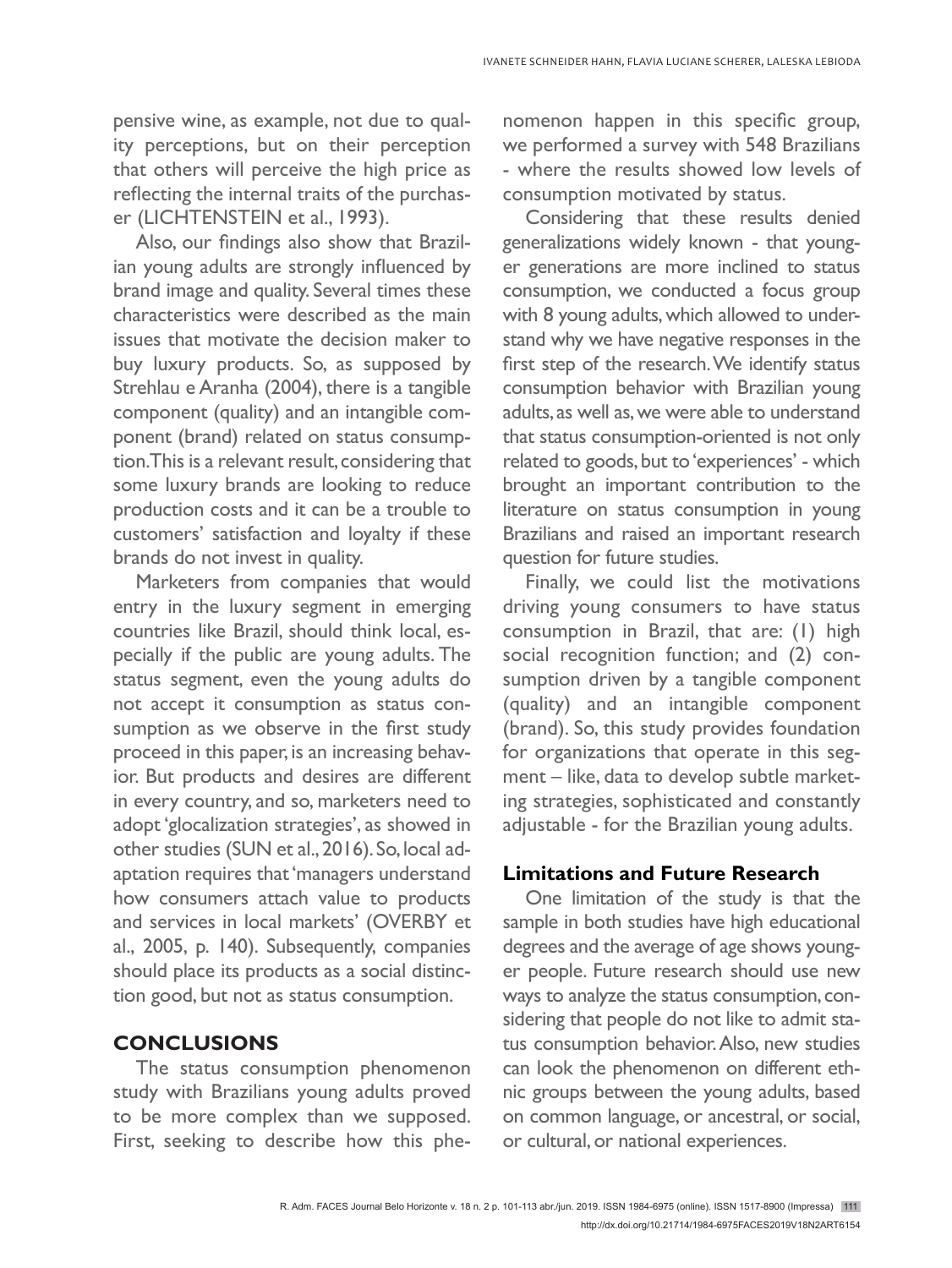pensive wine, as example, not due to quality perceptions, but on their perception that others will perceive the high price as reflecting the internal traits of the purchaser (LICHTENSTEIN et al., 1993).

Also, our findings also show that Brazilian young adults are strongly influenced by brand image and quality. Several times these characteristics were described as the main issues that motivate the decision maker to buy luxury products. So, as supposed by Strehlau e Aranha (2004), there is a tangible component (quality) and an intangible component (brand) related on status consumption. This is a relevant result, considering that some luxury brands are looking to reduce production costs and it can be a trouble to customers' satisfaction and loyalty if these brands do not invest in quality.

Marketers from companies that would entry in the luxury segment in emerging countries like Brazil, should think local, especially if the public are young adults. The status segment, even the young adults do not accept it consumption as status consumption as we observe in the first study proceed in this paper, is an increasing behavior. But products and desires are different in every country, and so, marketers need to adopt 'glocalization strategies', as showed in other studies (SUN et al., 2016). So, local adaptation requires that 'managers understand how consumers attach value to products and services in local markets' (OVERBY et al., 2005, p. 140). Subsequently, companies should place its products as a social distinction good, but not as status consumption.

## CONCLUSIONS

The status consumption phenomenon study with Brazilians young adults proved to be more complex than we supposed. First, seeking to describe how this phenomenon happen in this specific group, we performed a survey with 548 Brazilians - where the results showed low levels of consumption motivated by status.

Considering that these results denied generalizations widely known - that younger generations are more inclined to status consumption, we conducted a focus group with 8 young adults, which allowed to understand why we have negative responses in the first step of the research. We identify status consumption behavior with Brazilian young adults, as well as, we were able to understand that status consumption-oriented is not only related to goods, but to 'experiences' - which brought an important contribution to the literature on status consumption in young Brazilians and raised an important research question for future studies.

Finally, we could list the motivations driving young consumers to have status consumption in Brazil, that are: (1) high social recognition function; and (2) consumption driven by a tangible component (quality) and an intangible component (brand). So, this study provides foundation for organizations that operate in this segment – like, data to develop subtle marketing strategies, sophisticated and constantly adjustable - for the Brazilian young adults.

### Limitations and Future Research

One limitation of the study is that the sample in both studies have high educational degrees and the average of age shows younger people. Future research should use new ways to analyze the status consumption, considering that people do not like to admit status consumption behavior. Also, new studies can look the phenomenon on different ethnic groups between the young adults, based on common language, or ancestral, or social, or cultural, or national experiences.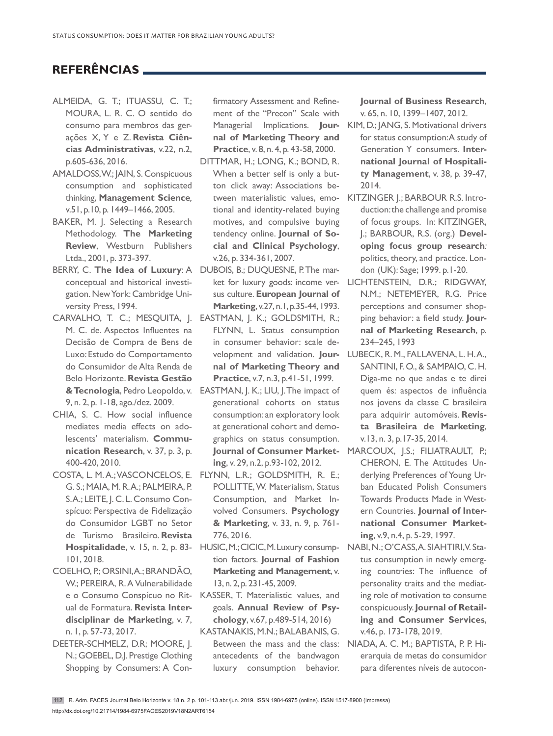## REFERÊNCIAS

ALMEIDA, G. T.; ITUASSU, C. T.; MOURA, L. R. C. O sentido do consumo para membros das gerações X, Y e Z. **Revista Ciências Administrativas**, v.22, n.2, p.605-636, 2016.

AMALDOSS, W.; JAIN, S. Conspicuous consumption and sophisticated thinking, **Management Science**, v.51, p.10, p. 1449–1466, 2005.

BAKER, M. J. Selecting a Research Methodology. **The Marketing Review**, Westburn Publishers Ltda., 2001, p. 373-397.

BERRY, C. **The Idea of Luxury**: A conceptual and historical investigation. New York: Cambridge University Press, 1994.

CARVALHO, T. C.; MESQUITA, J. M. C. de. Aspectos Influentes na Decisão de Compra de Bens de Luxo: Estudo do Comportamento do Consumidor de Alta Renda de Belo Horizonte. **Revista Gestão & Tecnologia**, Pedro Leopoldo, v. 9, n. 2, p. 1-18, ago./dez. 2009.

CHIA, S. C. How social influence mediates media effects on adolescents' materialism. **Communication Research**, v. 37, p. 3, p. 400-420, 2010.

COSTA, L. M. A.; VASCONCELOS, E. G. S.; MAIA, M. R. A.; PALMEIRA, P. S. A.; LEITE, J. C. L. Consumo Conspícuo: Perspectiva de Fidelização do Consumidor LGBT no Setor de Turismo Brasileiro. **Revista Hospitalidade**, v. 15, n. 2, p. 83-101, 2018.

COELHO, P.; ORSINI, A.; BRANDÃO, W.; PEREIRA, R. A Vulnerabilidade e o Consumo Conspícuo no Ritual de Formatura. **Revista Interdisciplinar de Marketing**, v. 7, n. 1, p. 57-73, 2017.

DEETER-SCHMELZ, D.R; MOORE, J. N.; GOEBEL, D.J. Prestige Clothing Shopping by Consumers: A Confirmatory Assessment and Refinement of the "Precon" Scale with Managerial Implications. **Journal of Marketing Theory and Practice**, v. 8, n. 4, p. 43-58, 2000.

DITTMAR, H.; LONG, K.; BOND, R. When a better self is only a button click away: Associations between materialistic values, emotional and identity-related buying motives, and compulsive buying tendency online. **Journal of Social and Clinical Psychology**, v.26, p. 334-361, 2007.

DUBOIS, B.; DUQUESNE, P. The market for luxury goods: income versus culture. **European Journal of Marketing**, v.27, n.1, p.35-44, 1993.

EASTMAN, J. K.; GOLDSMITH, R.; FLYNN, L. Status consumption in consumer behavior: scale development and validation. **Journal of Marketing Theory and Practice**, v.7, n.3, p.41-51, 1999.

EASTMAN, J. K.; LIU, J. The impact of generational cohorts on status consumption: an exploratory look at generational cohort and demographics on status consumption. **Journal of Consumer Marketing**, v. 29, n.2, p.93-102, 2012.

FLYNN, L.R.; GOLDSMITH, R. E.; POLLITTE, W. Materialism, Status Consumption, and Market Involved Consumers. **Psychology & Marketing**, v. 33, n. 9, p. 761-776, 2016.

HUSIC, M.; CICIC, M. Luxury consumption factors. **Journal of Fashion Marketing and Management**, v. 13, n. 2, p. 231-45, 2009.

KASSER, T. Materialistic values, and goals. **Annual Review of Psychology**, v.67, p.489-514, 2016)

KASTANAKIS, M.N.; BALABANIS, G. Between the mass and the class: antecedents of the bandwagon luxury consumption behavior. **Journal of Business Research**, v. 65, n. 10, 1399–1407, 2012.

KIM, D.; JANG, S. Motivational drivers for status consumption: A study of Generation Y consumers. **International Journal of Hospitality Management**, v. 38, p. 39-47, 2014.

KITZINGER J.; BARBOUR R.S. Introduction: the challenge and promise of focus groups. In: KITZINGER, J.; BARBOUR, R.S. (org.) **Developing focus group research**: politics, theory, and practice. London (UK): Sage; 1999. p.1-20.

LICHTENSTEIN, D.R.; RIDGWAY, N.M.; NETEMEYER, R.G. Price perceptions and consumer shopping behavior: a field study. **Journal of Marketing Research**, p. 234–245, 1993

LUBECK, R. M., FALLAVENA, L. H. A., SANTINI, F. O., & SAMPAIO, C. H. Diga-me no que andas e te direi quem és: aspectos de influência nos jovens da classe C brasileira para adquirir automóveis. **Revista Brasileira de Marketing**, v.13, n. 3, p.17-35, 2014.

MARCOUX, J.S.; FILIATRAULT, P.; CHERON, E. The Attitudes Underlying Preferences of Young Urban Educated Polish Consumers Towards Products Made in Western Countries. **Journal of International Consumer Marketing**, v.9, n.4, p. 5-29, 1997.

NABI, N.; O'CASS, A. SIAHTIRI, V. Status consumption in newly emerging countries: The influence of personality traits and the mediating role of motivation to consume conspicuously. **Journal of Retailing and Consumer Services**, v.46, p. 173-178, 2019.

NIADA, A. C. M.; BAPTISTA, P. P. Hierarquia de metas do consumidor para diferentes níveis de autocon-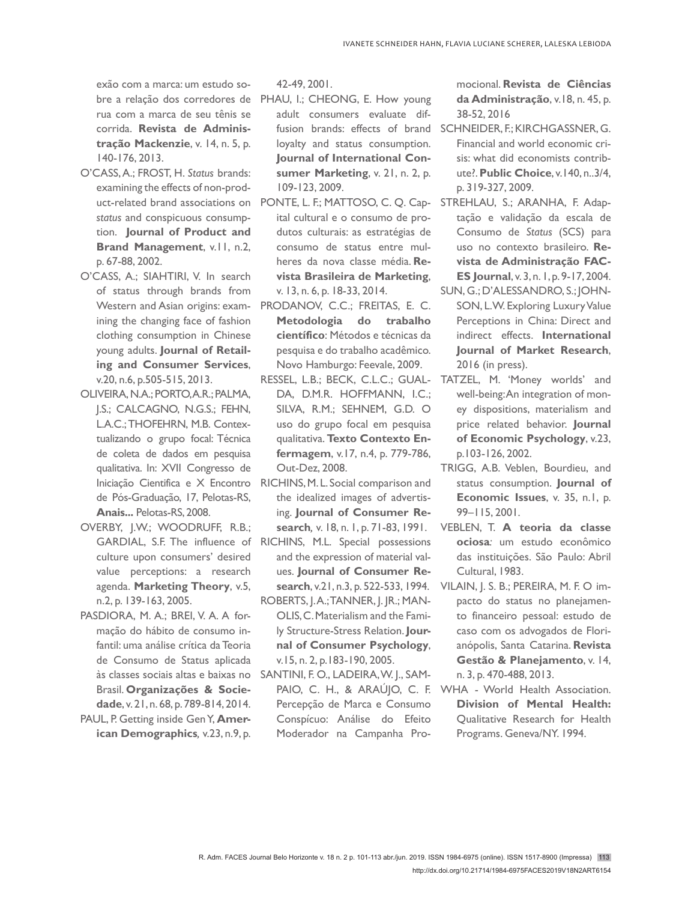exão com a marca: um estudo sobre a relação dos corredores de rua com a marca de seu tênis se corrida. **Revista de Administração Mackenzie**, v. 14, n. 5, p. 140-176, 2013.

O'CASS, A.; FROST, H. *Status* brands: examining the effects of non-product-related brand associations on *status* and conspicuous consumption. **Journal of Product and Brand Management**, v.11, n.2, p. 67-88, 2002.

O'CASS, A.; SIAHTIRI, V. In search of status through brands from Western and Asian origins: examining the changing face of fashion clothing consumption in Chinese young adults. **Journal of Retailing and Consumer Services**, v.20, n.6, p.505-515, 2013.

OLIVEIRA, N.A.; PORTO, A.R.; PALMA, J.S.; CALCAGNO, N.G.S.; FEHN, L.A.C.; THOFEHRN, M.B. Contextualizando o grupo focal: Técnica de coleta de dados em pesquisa qualitativa. In: XVII Congresso de Iniciação Científica e X Encontro de Pós-Graduação, 17, Pelotas-RS, **Anais...** Pelotas-RS, 2008.

OVERBY, J.W.; WOODRUFF, R.B.; GARDIAL, S.F. The influence of culture upon consumers' desired value perceptions: a research agenda. **Marketing Theory**, v.5, n.2, p. 139-163, 2005.

PASDIORA, M. A.; BREI, V. A. A formação do hábito de consumo infantil: uma análise crítica da Teoria de Consumo de Status aplicada às classes sociais altas e baixas no Brasil. **Organizações & Sociedade**, v. 21, n. 68, p. 789-814, 2014.

PAUL, P. Getting inside Gen Y, **American Demographics***,* v.23, n.9, p. 42-49, 2001.

PHAU, I.; CHEONG, E. How young adult consumers evaluate diffusion brands: effects of brand loyalty and status consumption. **Journal of International Consumer Marketing**, v. 21, n. 2, p. 109-123, 2009.

PONTE, L. F.; MATTOSO, C. Q. Capital cultural e o consumo de produtos culturais: as estratégias de consumo de status entre mulheres da nova classe média. **Revista Brasileira de Marketing**, v. 13, n. 6, p. 18-33, 2014.

PRODANOV, C.C.; FREITAS, E. C. **Metodologia do trabalho científico**: Métodos e técnicas da pesquisa e do trabalho acadêmico. Novo Hamburgo: Feevale, 2009.

RESSEL, L.B.; BECK, C.L.C.; GUALDA, D.M.R. HOFFMANN, I.C.; SILVA, R.M.; SEHNEM, G.D. O uso do grupo focal em pesquisa qualitativa. **Texto Contexto Enfermagem**, v.17, n.4, p. 779-786, Out-Dez, 2008.

RICHINS, M. L. Social comparison and the idealized images of advertising. **Journal of Consumer Research***,* v. 18, n. 1, p. 71-83, 1991.

RICHINS, M.L. Special possessions and the expression of material values. **Journal of Consumer Research**, v.21, n.3, p. 522-533, 1994.

ROBERTS, J. A.; TANNER, J. JR.; MANOLIS, C. Materialism and the Family Structure-Stress Relation. **Journal of Consumer Psychology**, v.15, n. 2, p.183-190, 2005.

SANTINI, F. O., LADEIRA, W. J., SAMPAIO, C. H., & ARAÚJO, C. F. Percepção de Marca e Consumo Conspícuo: Análise do Efeito Moderador na Campanha Promocional. **Revista de Ciências da Administração**, v.18, n. 45, p. 38-52, 2016

SCHNEIDER, F.; KIRCHGASSNER, G. Financial and world economic crisis: what did economists contribute?. **Public Choice**, v.140, n..3/4, p. 319-327, 2009.

STREHLAU, S.; ARANHA, F. Adaptação e validação da escala de Consumo de *Status* (SCS) para uso no contexto brasileiro. **Revista de Administração FACES Journal**, v. 3, n. 1, p. 9-17, 2004.

SUN, G.; D'ALESSANDRO, S.; JOHNSON, L.W. Exploring Luxury Value Perceptions in China: Direct and indirect effects. **International Journal of Market Research**, 2016 (in press).

TATZEL, M. 'Money worlds' and well-being: An integration of money dispositions, materialism and price related behavior. **Journal of Economic Psychology**, v.23, p.103-126, 2002.

TRIGG, A.B. Veblen, Bourdieu, and status consumption. **Journal of Economic Issues**, v. 35, n.1, p. 99–115, 2001.

VEBLEN, T. **A teoria da classe ociosa***:* um estudo econômico das instituições. São Paulo: Abril Cultural, 1983.

VILAIN, J. S. B.; PEREIRA, M. F. O impacto do status no planejamento financeiro pessoal: estudo de caso com os advogados de Florianópolis, Santa Catarina. **Revista Gestão & Planejamento**, v. 14, n. 3, p. 470-488, 2013.

WHA - World Health Association. **Division of Mental Health:** Qualitative Research for Health Programs. Geneva/NY. 1994.